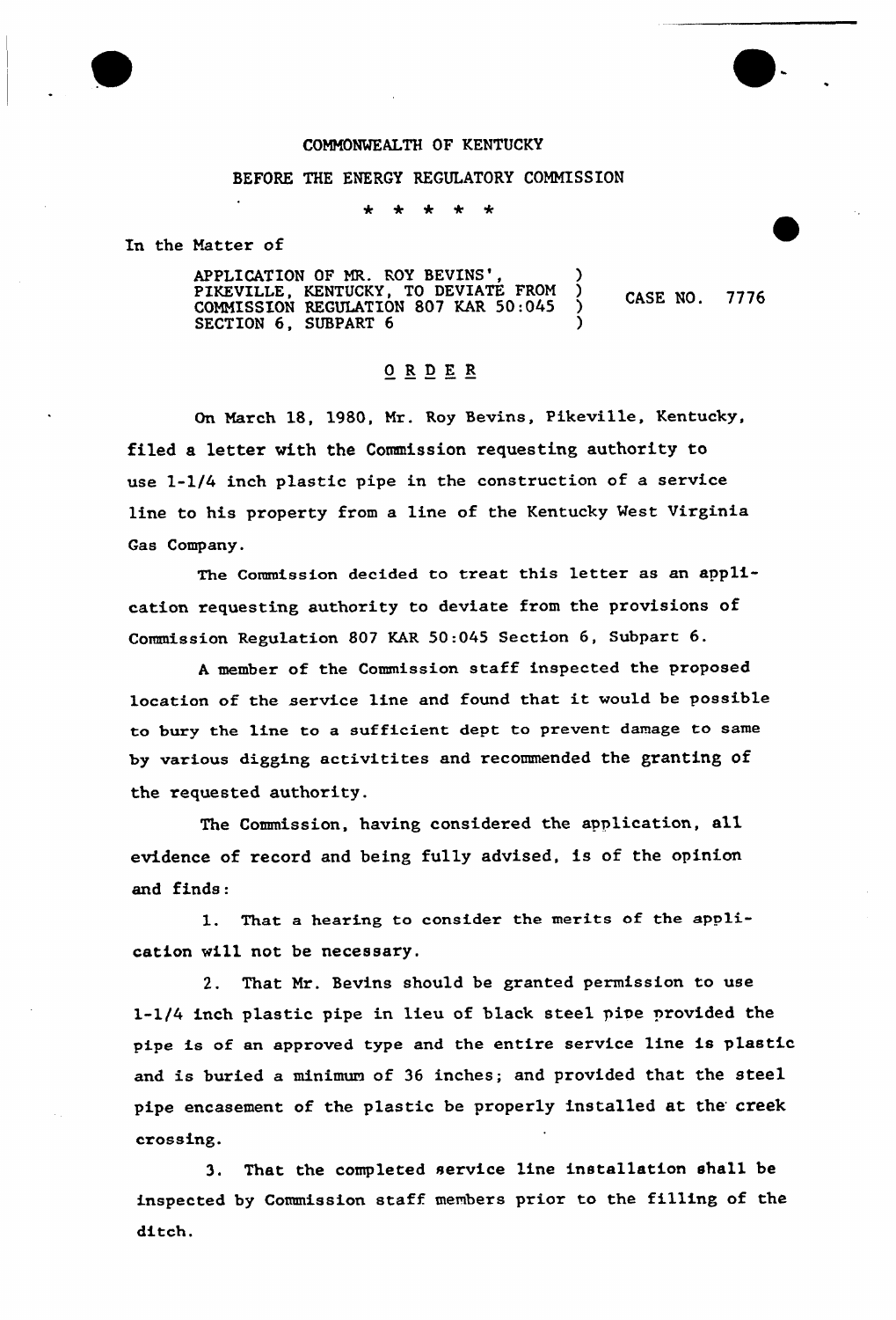COMMONWEALTH OF KENTUCKY

BEFORE THE ENERGY REGULATORY COMMISSION

\* \* \* \* \*

In the Matter of

APPLICATION OF MR. ROY BEVINS', PIKEVILLE, KENTUCKY, TO DEVIATE FROM COMMISSION REGULATION 807 KAR 50:045 SECTION 6, SUBPART 6 ) CASE NO. 7776

## O R D E R

On March 18, 1980, Mr. Roy Bevins, Pikeville, Kentucky, filed a letter with the Commission requesting authority to use 1-1/4 inch plastic pipe in the construction of a service line to his property from a line of the Kentucky West Virginia Gas Company.

The Commission decided to treat this letter as an application requesting authority to deviate from the provisions of Commission Regulation 807 KAR 50:045 Section 6, Subpart 6.

A member of the Commission staff inspected the proposed location of the service line and found that it would be possible to bury the line to a sufficient dept to prevent damage to same by various digging activitites and recommended the granting of the requested authority.

The Commission, having considered the application, all evidence of record and being fully advised, is of the opinion and finds:

1. That a hearing to consider the merits of the application will not be necessary.

2. That Mr. Bevins should be granted permission to use 1-1/4 inch plastic pipe in lieu of black steel pipe provided the pipe is of an approved type and the entire service line is plastic and is buried a minimum of 36 inches; and provided that the steel pipe encasement of the plastic be properly installed at the creek crossing.

3. That the completed service line installation shall be inspected by Commission staff members prior to the filling of the ditch.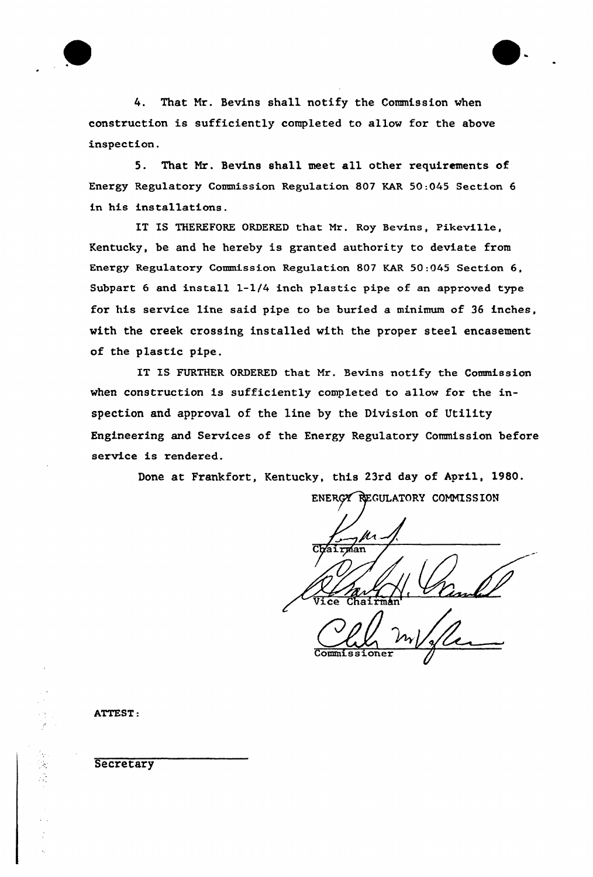4. That Mr. Bevins shall notify the Commission when construction is sufficiently completed to allow for the above inspection.

5. That Mr. Bevins shall meet all other requirements of Energy Regulatory Commission Regulation 807 KAR 50:045 Section 6 in his installations.

IT IS THEREFORE ORDERED that Mr. Roy Bevins, Pikeville, Kentucky, be and he hereby is granted authority to deviate from Energy Regulatory Commission Regulation 807 KAR 50:045 Section 6, Subpart 6 and install 1-1/4 inch plastic pipe of an approved type for his service line said pipe to be buried a minimum of 36 inches, with the creek crossing installed with the proper steel encasement of the plastic pipe.

IT IS FURTHER ORDERED that Mr. Bevins notify the Commission when construction is sufficiently completed to allow for the inspection and approval of the line by the Division of Utility Engineering and Services of the Energy Regulatory Commission before service is rendered.

Done at Frankfort, Kentucky, this 23rd day of April, 1980.

ENERGY REGULATORY COMMISSION

Chairman

Vice Chairman

Commissioner

ATTEST:

Secretary